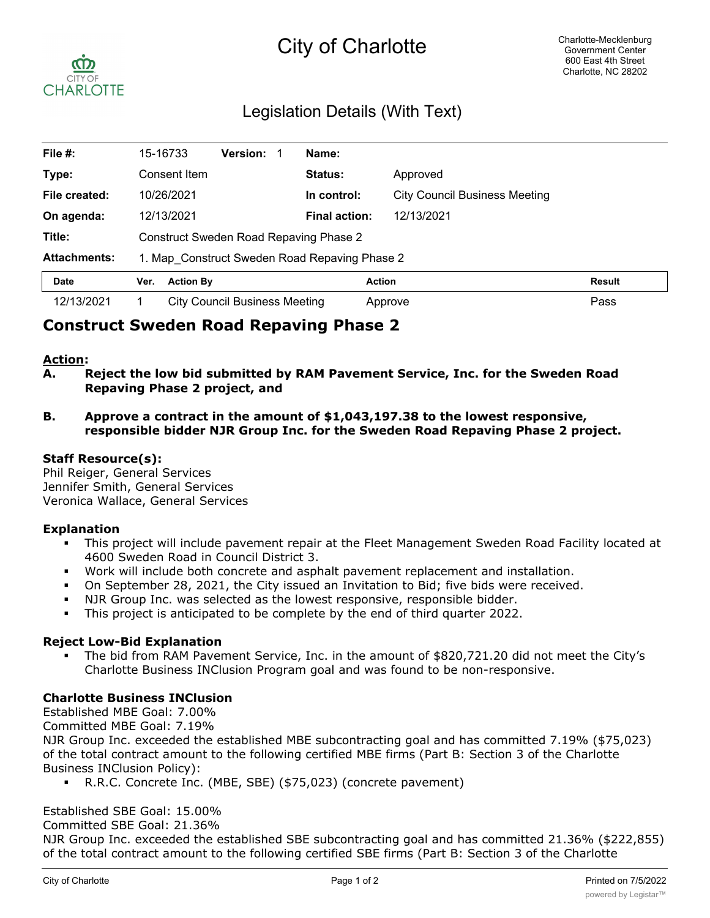# City of Charlotte

Charlotte-Mecklenburg Government Center
600 East 4th Street
Charlotte, NC 28202

## Legislation Details (With Text)

| | | | | | |
|---|---|---|---|---|---|
| **File #:** | 15-16733 | **Version:** 1 | **Name:** | | |
| **Type:** | Consent Item | | **Status:** | Approved | |
| **File created:** | 10/26/2021 | | **In control:** | City Council Business Meeting | |
| **On agenda:** | 12/13/2021 | | **Final action:** | 12/13/2021 | |
| **Title:** | Construct Sweden Road Repaving Phase 2 | | | | |
| **Attachments:** | 1. Map_Construct Sweden Road Repaving Phase 2 | | | | |

| Date | Ver. | Action By | Action | Result |
|---|---|---|---|---|
| 12/13/2021 | 1 | City Council Business Meeting | Approve | Pass |

## Construct Sweden Road Repaving Phase 2

**Action:**

**A. Reject the low bid submitted by RAM Pavement Service, Inc. for the Sweden Road Repaving Phase 2 project, and**

**B. Approve a contract in the amount of $1,043,197.38 to the lowest responsive, responsible bidder NJR Group Inc. for the Sweden Road Repaving Phase 2 project.**

**Staff Resource(s):**
Phil Reiger, General Services
Jennifer Smith, General Services
Veronica Wallace, General Services

**Explanation**

- This project will include pavement repair at the Fleet Management Sweden Road Facility located at 4600 Sweden Road in Council District 3.
- Work will include both concrete and asphalt pavement replacement and installation.
- On September 28, 2021, the City issued an Invitation to Bid; five bids were received.
- NJR Group Inc. was selected as the lowest responsive, responsible bidder.
- This project is anticipated to be complete by the end of third quarter 2022.

**Reject Low-Bid Explanation**

- The bid from RAM Pavement Service, Inc. in the amount of $820,721.20 did not meet the City's Charlotte Business INClusion Program goal and was found to be non-responsive.

**Charlotte Business INClusion**

Established MBE Goal: 7.00%
Committed MBE Goal: 7.19%
NJR Group Inc. exceeded the established MBE subcontracting goal and has committed 7.19% ($75,023) of the total contract amount to the following certified MBE firms (Part B: Section 3 of the Charlotte Business INClusion Policy):

- R.R.C. Concrete Inc. (MBE, SBE) ($75,023) (concrete pavement)

Established SBE Goal: 15.00%
Committed SBE Goal: 21.36%
NJR Group Inc. exceeded the established SBE subcontracting goal and has committed 21.36% ($222,855) of the total contract amount to the following certified SBE firms (Part B: Section 3 of the Charlotte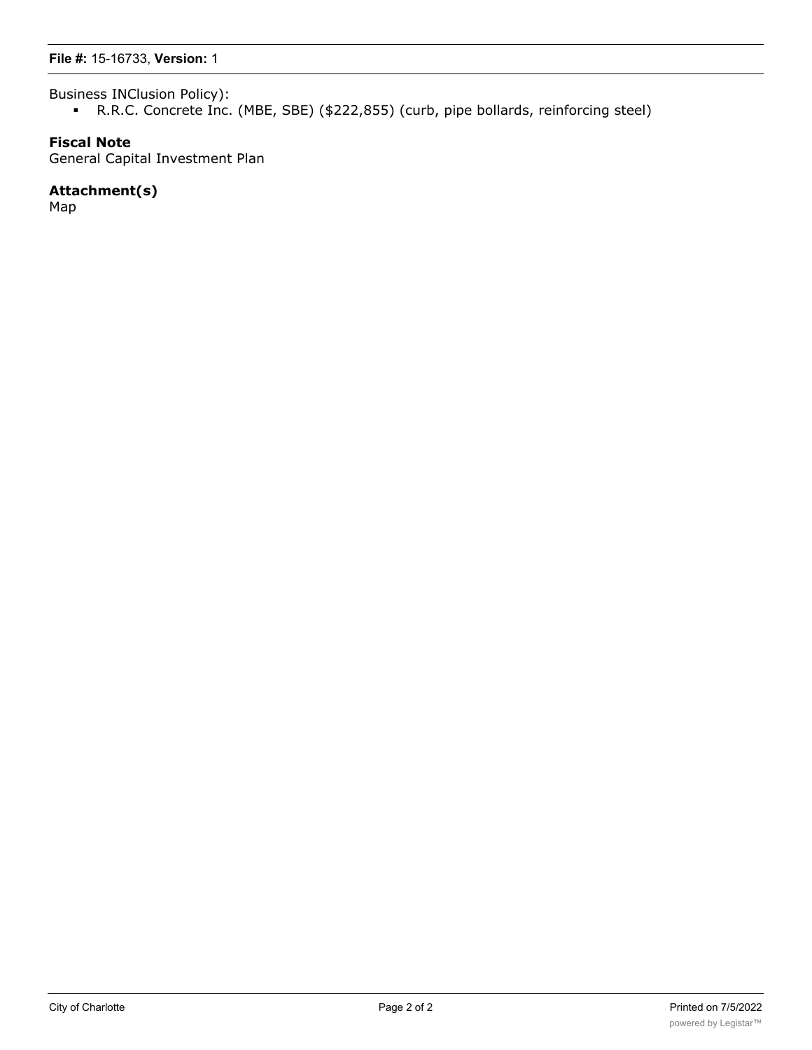Business INClusion Policy):

- R.R.C. Concrete Inc. (MBE, SBE) ($222,855) (curb, pipe bollards, reinforcing steel)

### Fiscal Note

General Capital Investment Plan

### Attachment(s)

Map